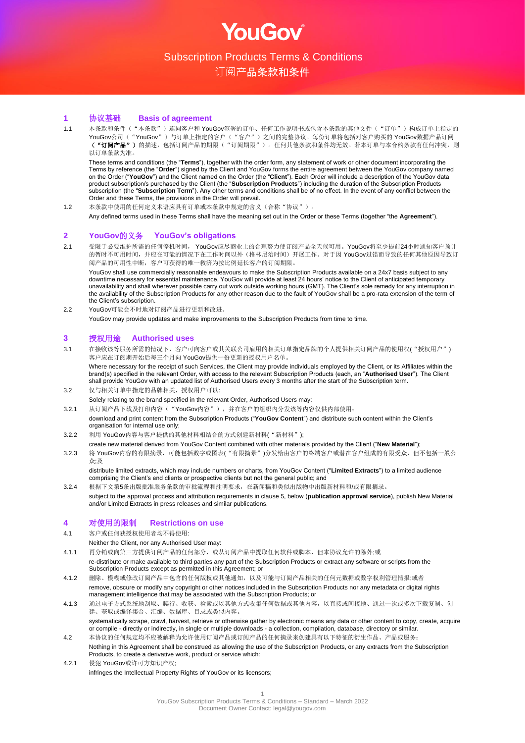# YouGov

## Subscription Products Terms & Conditions
## 订阅产品条款和条件

### 1 协议基础 Basis of agreement

1.1 本条款和条件（"本条款"）连同客户和 YouGov签署的订单、任何工作说明书或包含本条款的其他文件（"订单"）构成订单上指定的YouGov公司（"YouGov"）与订单上指定的客户（"客户"）之间的完整协议。每份订单将包括对客户购买的 YouGov数据产品订阅**（"订阅产品"）**的描述，包括订阅产品的期限（"订阅期限"）。任何其他条款和条件均无效。若本订单与本合约条款有任何冲突，则以订单条款为准。

These terms and conditions (the "**Terms**"), together with the order form, any statement of work or other document incorporating the Terms by reference (the "**Order**") signed by the Client and YouGov forms the entire agreement between the YouGov company named on the Order ("**YouGov**") and the Client named on the Order (the "**Client**"). Each Order will include a description of the YouGov data product subscription/s purchased by the Client (the "**Subscription Products**") including the duration of the Subscription Products subscription (the "**Subscription Term**"). Any other terms and conditions shall be of no effect. In the event of any conflict between the Order and these Terms, the provisions in the Order will prevail.

1.2 本条款中使用的任何定义术语应具有订单或本条款中规定的含义（合称"协议"）。

Any defined terms used in these Terms shall have the meaning set out in the Order or these Terms (together "the **Agreement**").

### 2 YouGov的义务 YouGov's obligations

2.1 受限于必要维护所需的任何停机时间， YouGov应尽商业上的合理努力使订阅产品全天候可用。YouGov将至少提前24小时通知客户预计的暂时不可用时间，并应在可能的情况下在工作时间以外（格林尼治时间）开展工作。对于因 YouGov过错而导致的任何其他原因导致订阅产品的可用性中断，客户可获得的唯一救济为按比例延长客户的订阅期限。

YouGov shall use commercially reasonable endeavours to make the Subscription Products available on a 24x7 basis subject to any downtime necessary for essential maintenance. YouGov will provide at least 24 hours' notice to the Client of anticipated temporary unavailability and shall wherever possible carry out work outside working hours (GMT). The Client's sole remedy for any interruption in the availability of the Subscription Products for any other reason due to the fault of YouGov shall be a pro-rata extension of the term of the Client's subscription.

2.2 YouGov可能会不时地对订阅产品进行更新和改进。

YouGov may provide updates and make improvements to the Subscription Products from time to time.

### 3 授权用途 Authorised uses

3.1 在接收该等服务所需的情况下，客户可向客户或其关联公司雇用的相关订单指定品牌的个人提供相关订阅产品的使用权("授权用户")。客户应在订阅期开始后每三个月向 YouGov提供一份更新的授权用户名单。

Where necessary for the receipt of such Services, the Client may provide individuals employed by the Client, or its Affiliates within the brand(s) specified in the relevant Order, with access to the relevant Subscription Products (each, an "**Authorised User**"). The Client shall provide YouGov with an updated list of Authorised Users every 3 months after the start of the Subscription term.

3.2 仅与相关订单中指定的品牌相关，授权用户可以:

Solely relating to the brand specified in the relevant Order, Authorised Users may:

3.2.1 从订阅产品下载及打印内容（"YouGov内容"），并在客户的组织内分发该等内容仅供内部使用;

download and print content from the Subscription Products ("**YouGov Content**") and distribute such content within the Client's organisation for internal use only;

3.2.2 利用 YouGov内容与客户提供的其他材料相结合的方式创建新材料("新材料");

create new material derived from YouGov Content combined with other materials provided by the Client ("**New Material**");

3.2.3 将 YouGov内容的有限摘录，可能包括数字或图表("有限摘录")分发给由客户的终端客户或潜在客户组成的有限受众，但不包括一般公众;及

distribute limited extracts, which may include numbers or charts, from YouGov Content ("**Limited Extracts**") to a limited audience comprising the Client's end clients or prospective clients but not the general public; and

3.2.4 根据下文第5条出版批准服务条款的审批流程和注明要求，在新闻稿和类似出版物中出版新材料和/或有限摘录。

subject to the approval process and attribution requirements in clause 5, below (**publication approval service**), publish New Material and/or Limited Extracts in press releases and similar publications.

### 4 对使用的限制 Restrictions on use

4.1 客户或任何获授权使用者均不得使用:

Neither the Client, nor any Authorised User may:

4.1.1 再分销或向第三方提供订阅产品的任何部分，或从订阅产品中提取任何软件或脚本，但本协议允许的除外;或

re-distribute or make available to third parties any part of the Subscription Products or extract any software or scripts from the Subscription Products except as permitted in this Agreement; or

4.1.2 删除、模糊或修改订阅产品中包含的任何版权或其他通知，以及可能与订阅产品相关的任何元数据或数字权利管理情报;或者

remove, obscure or modify any copyright or other notices included in the Subscription Products nor any metadata or digital rights management intelligence that may be associated with the Subscription Products; or

4.1.3 通过电子方式系统地刮取、爬行、收获、检索或以其他方式收集任何数据或其他内容，以直接或间接地、通过一次或多次下载复制、创建、获取或编译集合、汇编、数据库、目录或类似内容。

systematically scrape, crawl, harvest, retrieve or otherwise gather by electronic means any data or other content to copy, create, acquire or compile - directly or indirectly, in single or multiple downloads - a collection, compilation, database, directory or similar.

4.2 本协议的任何规定均不应被解释为允许使用订阅产品或订阅产品的任何摘录来创建具有以下特征的衍生作品、产品或服务:

Nothing in this Agreement shall be construed as allowing the use of the Subscription Products, or any extracts from the Subscription Products, to create a derivative work, product or service which:

4.2.1 侵犯 YouGov或许可方知识产权;

infringes the Intellectual Property Rights of YouGov or its licensors;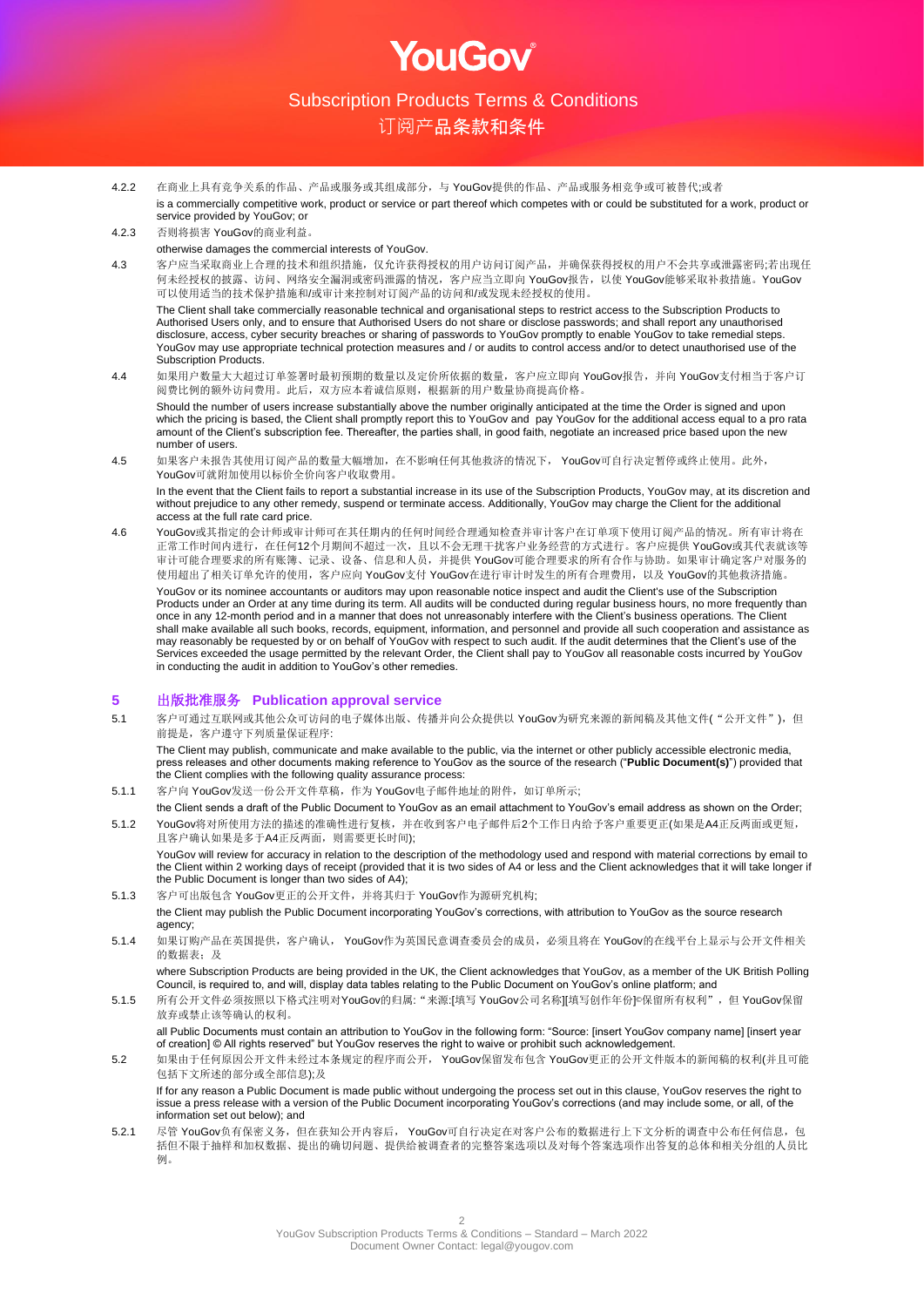4.2.2 在商业上具有竞争关系的作品、产品或服务或其组成部分，与 YouGov提供的作品、产品或服务相竞争或可被替代;或者

is a commercially competitive work, product or service or part thereof which competes with or could be substituted for a work, product or service provided by YouGov; or

4.2.3 否则将损害 YouGov的商业利益。

otherwise damages the commercial interests of YouGov.

4.3 客户应当采取商业上合理的技术和组织措施，仅允许获得授权的用户访问订阅产品，并确保获得授权的用户不会共享或泄露密码;若出现任何未经授权的披露、访问、网络安全漏洞或密码泄露的情况，客户应当立即向 YouGov报告，以使 YouGov能够采取补救措施。YouGov可以使用适当的技术保护措施和/或审计来控制对订阅产品的访问和/或发现未经授权的使用。

The Client shall take commercially reasonable technical and organisational steps to restrict access to the Subscription Products to Authorised Users only, and to ensure that Authorised Users do not share or disclose passwords; and shall report any unauthorised disclosure, access, cyber security breaches or sharing of passwords to YouGov promptly to enable YouGov to take remedial steps. YouGov may use appropriate technical protection measures and / or audits to control access and/or to detect unauthorised use of the Subscription Products.

4.4 如果用户数量大大超过订单签署时最初预期的数量以及定价所依据的数量，客户应立即向 YouGov报告，并向 YouGov支付相当于客户订阅费比例的额外访问费用。此后，双方应本着诚信原则，根据新的用户数量协商提高价格。

Should the number of users increase substantially above the number originally anticipated at the time the Order is signed and upon which the pricing is based, the Client shall promptly report this to YouGov and pay YouGov for the additional access equal to a pro rata amount of the Client's subscription fee. Thereafter, the parties shall, in good faith, negotiate an increased price based upon the new number of users.

4.5 如果客户未报告其使用订阅产品的数量大幅增加，在不影响任何其他救济的情况下， YouGov可自行决定暂停或终止使用。此外，YouGov可就附加使用以标价全价向客户收取费用。

In the event that the Client fails to report a substantial increase in its use of the Subscription Products, YouGov may, at its discretion and without prejudice to any other remedy, suspend or terminate access. Additionally, YouGov may charge the Client for the additional access at the full rate card price.

4.6 YouGov或其指定的会计师或审计师可在其任期内的任何时间经合理通知检查并审计客户在订单项下使用订阅产品的情况。所有审计将在正常工作时间内进行，在任何12个月期间不超过一次，且以不会无理干扰客户业务经营的方式进行。客户应提供 YouGov或其代表就该等审计可能合理要求的所有账簿、记录、设备、信息和人员，并提供 YouGov可能合理要求的所有合作与协助。如果审计确定客户对服务的使用超出了相关订单允许的使用，客户应向 YouGov支付 YouGov在进行审计时发生的所有合理费用，以及 YouGov的其他救济措施。

YouGov or its nominee accountants or auditors may upon reasonable notice inspect and audit the Client's use of the Subscription Products under an Order at any time during its term. All audits will be conducted during regular business hours, no more frequently than once in any 12-month period and in a manner that does not unreasonably interfere with the Client's business operations. The Client shall make available all such books, records, equipment, information, and personnel and provide all such cooperation and assistance as may reasonably be requested by or on behalf of YouGov with respect to such audit. If the audit determines that the Client's use of the Services exceeded the usage permitted by the relevant Order, the Client shall pay to YouGov all reasonable costs incurred by YouGov in conducting the audit in addition to YouGov's other remedies.

## 5 出版批准服务 Publication approval service

5.1 客户可通过互联网或其他公众可访问的电子媒体出版、传播并向公众提供以 YouGov为研究来源的新闻稿及其他文件(“公开文件”)，但前提是，客户遵守下列质量保证程序:

The Client may publish, communicate and make available to the public, via the internet or other publicly accessible electronic media, press releases and other documents making reference to YouGov as the source of the research ("**Public Document(s)**") provided that the Client complies with the following quality assurance process:

5.1.1 客户向 YouGov发送一份公开文件草稿，作为 YouGov电子邮件地址的附件，如订单所示;

the Client sends a draft of the Public Document to YouGov as an email attachment to YouGov's email address as shown on the Order;

5.1.2 YouGov将对所使用方法的描述的准确性进行复核，并在收到客户电子邮件后2个工作日内给予客户重要更正(如果是A4正反两面或更短，且客户确认如果是多于A4正反两面，则需要更长时间);

YouGov will review for accuracy in relation to the description of the methodology used and respond with material corrections by email to the Client within 2 working days of receipt (provided that it is two sides of A4 or less and the Client acknowledges that it will take longer if the Public Document is longer than two sides of A4);

5.1.3 客户可出版包含 YouGov更正的公开文件，并将其归于 YouGov作为源研究机构;

the Client may publish the Public Document incorporating YouGov's corrections, with attribution to YouGov as the source research agency;

5.1.4 如果订购产品在英国提供，客户确认， YouGov作为英国民意调查委员会的成员，必须且将在 YouGov的在线平台上显示与公开文件相关的数据表；及

where Subscription Products are being provided in the UK, the Client acknowledges that YouGov, as a member of the UK British Polling Council, is required to, and will, display data tables relating to the Public Document on YouGov's online platform; and

5.1.5 所有公开文件必须按照以下格式注明对YouGov的归属: “来源:[填写 YouGov公司名称][填写创作年份]©保留所有权利”，但 YouGov保留放弃或禁止该等确认的权利。

all Public Documents must contain an attribution to YouGov in the following form: "Source: [insert YouGov company name] [insert year of creation] © All rights reserved" but YouGov reserves the right to waive or prohibit such acknowledgement.

5.2 如果由于任何原因公开文件未经过本条规定的程序而公开， YouGov保留发布包含 YouGov更正的公开文件版本的新闻稿的权利(并且可能包括下文所述的部分或全部信息);及

If for any reason a Public Document is made public without undergoing the process set out in this clause, YouGov reserves the right to issue a press release with a version of the Public Document incorporating YouGov's corrections (and may include some, or all, of the information set out below); and

5.2.1 尽管 YouGov负有保密义务，但在获知公开内容后， YouGov可自行决定在对客户公布的数据进行上下文分析的调查中公布任何信息，包括但不限于抽样和加权数据、提出的确切问题、提供给被调查者的完整答案选项以及对每个答案选项作出答复的总体和相关分组的人员比例。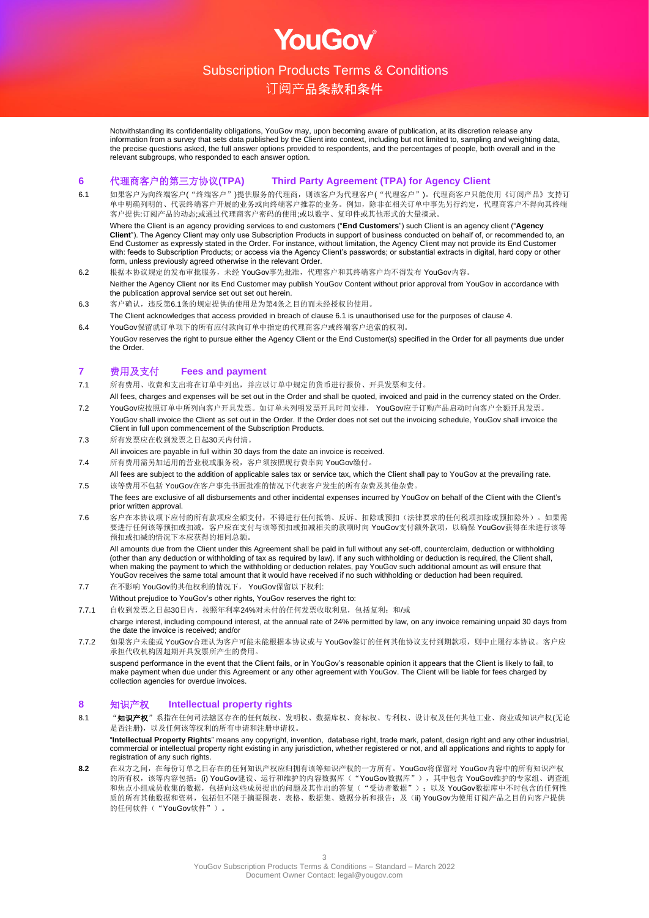Notwithstanding its confidentiality obligations, YouGov may, upon becoming aware of publication, at its discretion release any information from a survey that sets data published by the Client into context, including but not limited to, sampling and weighting data, the precise questions asked, the full answer options provided to respondents, and the percentages of people, both overall and in the relevant subgroups, who responded to each answer option.

## 6 代理商客户的第三方协议(TPA) Third Party Agreement (TPA) for Agency Client

6.1 如果客户为向终端客户("终端客户")提供服务的代理商，则该客户为代理客户("代理客户")。代理商客户只能使用《订阅产品》支持订单中明确列明的、代表终端客户开展的业务或向终端客户推荐的业务。例如，除非在相关订单中事先另行约定，代理商客户不得向其终端客户提供:订阅产品的动态;或通过代理商客户密码的使用;或以数字、复印件或其他形式的大量摘录。

Where the Client is an agency providing services to end customers ("**End Customers**") such Client is an agency client ("**Agency Client**"). The Agency Client may only use Subscription Products in support of business conducted on behalf of, or recommended to, an End Customer as expressly stated in the Order. For instance, without limitation, the Agency Client may not provide its End Customer with: feeds to Subscription Products; or access via the Agency Client's passwords; or substantial extracts in digital, hard copy or other form, unless previously agreed otherwise in the relevant Order.

6.2 根据本协议规定的发布审批服务，未经 YouGov事先批准，代理客户和其终端客户均不得发布 YouGov内容。

Neither the Agency Client nor its End Customer may publish YouGov Content without prior approval from YouGov in accordance with the publication approval service set out set out herein.

6.3 客户确认，违反第6.1条的规定提供的使用是为第4条之目的而未经授权的使用。

The Client acknowledges that access provided in breach of clause 6.1 is unauthorised use for the purposes of clause 4.

6.4 YouGov保留就订单项下的所有应付款向订单中指定的代理商客户或终端客户追索的权利。

YouGov reserves the right to pursue either the Agency Client or the End Customer(s) specified in the Order for all payments due under the Order.

## 7 费用及支付 Fees and payment

7.1 所有费用、收费和支出将在订单中列出，并应以订单中规定的货币进行报价、开具发票和支付。

All fees, charges and expenses will be set out in the Order and shall be quoted, invoiced and paid in the currency stated on the Order.

7.2 YouGov应按照订单中所列向客户开具发票。如订单未列明发票开具时间安排， YouGov应于订购产品启动时向客户全额开具发票。

YouGov shall invoice the Client as set out in the Order. If the Order does not set out the invoicing schedule, YouGov shall invoice the Client in full upon commencement of the Subscription Products.

7.3 所有发票应在收到发票之日起30天内付清。

All invoices are payable in full within 30 days from the date an invoice is received.

7.4 所有费用需另加适用的营业税或服务税，客户须按照现行费率向 YouGov缴付。

All fees are subject to the addition of applicable sales tax or service tax, which the Client shall pay to YouGov at the prevailing rate.

7.5 该等费用不包括 YouGov在客户事先书面批准的情况下代表客户发生的所有杂费及其他杂费。

The fees are exclusive of all disbursements and other incidental expenses incurred by YouGov on behalf of the Client with the Client's prior written approval.

7.6 客户在本协议项下应付的所有款项应全额支付，不得进行任何抵销、反诉、扣除或预扣（法律要求的任何税项扣除或预扣除外）。如果需要进行任何该等预扣或扣减，客户应在支付与该等预扣或扣减相关的款项时向 YouGov支付额外款项，以确保 YouGov获得在未进行该等预扣或扣减的情况下本应获得的相同总额。

All amounts due from the Client under this Agreement shall be paid in full without any set-off, counterclaim, deduction or withholding (other than any deduction or withholding of tax as required by law). If any such withholding or deduction is required, the Client shall, when making the payment to which the withholding or deduction relates, pay YouGov such additional amount as will ensure that YouGov receives the same total amount that it would have received if no such withholding or deduction had been required.

7.7 在不影响 YouGov的其他权利的情况下， YouGov保留以下权利:

Without prejudice to YouGov's other rights, YouGov reserves the right to:

7.7.1 自收到发票之日起30日内，按照年利率24%对未付的任何发票收取利息，包括复利；和/或

charge interest, including compound interest, at the annual rate of 24% permitted by law, on any invoice remaining unpaid 30 days from the date the invoice is received; and/or

7.7.2 如果客户未能或 YouGov合理认为客户可能未能根据本协议或与 YouGov签订的任何其他协议支付到期款项，则中止履行本协议。客户应承担代收机构因超期开具发票所产生的费用。

suspend performance in the event that the Client fails, or in YouGov's reasonable opinion it appears that the Client is likely to fail, to make payment when due under this Agreement or any other agreement with YouGov. The Client will be liable for fees charged by collection agencies for overdue invoices.

## 8 知识产权 Intellectual property rights

8.1 "**知识产权**"系指在任何司法辖区存在的任何版权、发明权、数据库权、商标权、专利权、设计权及任何其他工业、商业或知识产权(无论是否注册)，以及任何该等权利的所有申请和注册申请权。

"**Intellectual Property Rights**" means any copyright, invention, database right, trade mark, patent, design right and any other industrial, commercial or intellectual property right existing in any jurisdiction, whether registered or not, and all applications and rights to apply for registration of any such rights.

**8.2** 在双方之间，在每份订单之日存在的任何知识产权应归拥有该等知识产权的一方所有。YouGov将保留对 YouGov内容中的所有知识产权的所有权，该等内容包括：(i) YouGov建设、运行和维护的内容数据库（"YouGov数据库"），其中包含 YouGov维护的专家组、调查组和焦点小组成员收集的数据，包括向这些成员提出的问题及其作出的答复（"受访者数据"）；以及 YouGov数据库中不时包含的任何性质的所有其他数据和资料，包括但不限于摘要图表、表格、数据集、数据分析和报告；及（ii) YouGov为使用订阅产品之目的向客户提供的任何软件（"YouGov软件"）。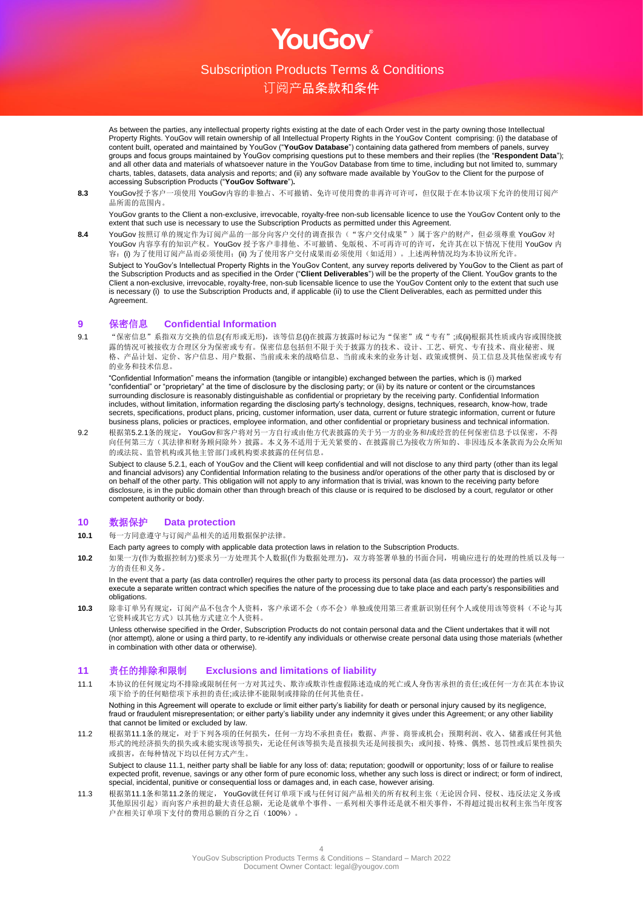As between the parties, any intellectual property rights existing at the date of each Order vest in the party owning those Intellectual Property Rights. YouGov will retain ownership of all Intellectual Property Rights in the YouGov Content comprising: (i) the database of content built, operated and maintained by YouGov ("**YouGov Database**") containing data gathered from members of panels, survey groups and focus groups maintained by YouGov comprising questions put to these members and their replies (the "**Respondent Data**"); and all other data and materials of whatsoever nature in the YouGov Database from time to time, including but not limited to, summary charts, tables, datasets, data analysis and reports; and (ii) any software made available by YouGov to the Client for the purpose of accessing Subscription Products ("**YouGov Software**")**.**

**8.3** YouGov授予客户一项使用 YouGov内容的非独占、不可撤销、免许可使用费的非再许可许可，但仅限于在本协议项下允许的使用订阅产品所需的范围内。

YouGov grants to the Client a non-exclusive, irrevocable, royalty-free non-sub licensable licence to use the YouGov Content only to the extent that such use is necessary to use the Subscription Products as permitted under this Agreement.

**8.4** YouGov 按照订单的规定作为订阅产品的一部分向客户交付的调查报告（"客户交付成果"）属于客户的财产，但必须尊重 YouGov 对 YouGov 内容享有的知识产权。YouGov 授予客户非排他、不可撤销、免版税、不可再许可的许可，允许其在以下情况下使用 YouGov 内容：(i) 为了使用订阅产品而必须使用；(ii) 为了使用客户交付成果而必须使用（如适用）。上述两种情况均为本协议所允许。

Subject to YouGov's Intellectual Property Rights in the YouGov Content, any survey reports delivered by YouGov to the Client as part of the Subscription Products and as specified in the Order ("**Client Deliverables**") will be the property of the Client. YouGov grants to the Client a non-exclusive, irrevocable, royalty-free, non-sub licensable licence to use the YouGov Content only to the extent that such use is necessary (i) to use the Subscription Products and, if applicable (ii) to use the Client Deliverables, each as permitted under this Agreement.

## 9 保密信息 Confidential Information

9.1 "保密信息"系指双方交换的信息(有形或无形)，该等信息(i)在披露方披露时标记为"保密"或"专有";或(ii)根据其性质或内容或围绕披露的情况可被接收方合理区分为保密或专有。保密信息包括但不限于关于披露方的技术、设计、工艺、研究、专有技术、商业秘密、规格、产品计划、定价、客户信息、用户数据、当前或未来的战略信息、当前或未来的业务计划、政策或惯例、员工信息及其他保密或专有的业务和技术信息。

"Confidential Information" means the information (tangible or intangible) exchanged between the parties, which is (i) marked "confidential" or "proprietary" at the time of disclosure by the disclosing party; or (ii) by its nature or content or the circumstances surrounding disclosure is reasonably distinguishable as confidential or proprietary by the receiving party. Confidential Information includes, without limitation, information regarding the disclosing party's technology, designs, techniques, research, know-how, trade secrets, specifications, product plans, pricing, customer information, user data, current or future strategic information, current or future business plans, policies or practices, employee information, and other confidential or proprietary business and technical information.

9.2 根据第5.2.1条的规定， YouGov和客户将对另一方自行或由他方代表披露的关于另一方的业务和/或经营的任何保密信息予以保密，不得向任何第三方（其法律和财务顾问除外）披露。本义务不适用于无关紧要的、在披露前已为接收方所知的、非因违反本条款而为公众所知的或法院、监管机构或其他主管部门或机构要求披露的任何信息。

Subject to clause 5.2.1, each of YouGov and the Client will keep confidential and will not disclose to any third party (other than its legal and financial advisors) any Confidential Information relating to the business and/or operations of the other party that is disclosed by or on behalf of the other party. This obligation will not apply to any information that is trivial, was known to the receiving party before disclosure, is in the public domain other than through breach of this clause or is required to be disclosed by a court, regulator or other competent authority or body.

## 10 数据保护 Data protection

**10.1** 每一方同意遵守与订阅产品相关的适用数据保护法律。

Each party agrees to comply with applicable data protection laws in relation to the Subscription Products.

**10.2** 如果一方(作为数据控制方)要求另一方处理其个人数据(作为数据处理方)，双方将签署单独的书面合同，明确应进行的处理的性质以及每一方的责任和义务。

In the event that a party (as data controller) requires the other party to process its personal data (as data processor) the parties will execute a separate written contract which specifies the nature of the processing due to take place and each party's responsibilities and obligations.

**10.3** 除非订单另有规定，订阅产品不包含个人资料，客户承诺不会（亦不会）单独或使用第三者重新识别任何个人或使用该等资料（不论与其它资料或其它方式）以其他方式建立个人资料。

Unless otherwise specified in the Order, Subscription Products do not contain personal data and the Client undertakes that it will not (nor attempt), alone or using a third party, to re-identify any individuals or otherwise create personal data using those materials (whether in combination with other data or otherwise).

## 11 责任的排除和限制 Exclusions and limitations of liability

11.1 本协议的任何规定均不排除或限制任何一方对其过失、欺诈或欺诈性虚假陈述造成的死亡或人身伤害承担的责任;或任何一方在其在本协议项下给予的任何赔偿项下承担的责任;或法律不能限制或排除的任何其他责任。

Nothing in this Agreement will operate to exclude or limit either party's liability for death or personal injury caused by its negligence, fraud or fraudulent misrepresentation; or either party's liability under any indemnity it gives under this Agreement; or any other liability that cannot be limited or excluded by law.

11.2 根据第11.1条的规定，对于下列各项的任何损失，任何一方均不承担责任：数据、声誉、商誉或机会；预期利润、收入、储蓄或任何其他形式的纯经济损失的损失或未能实现该等损失，无论任何该等损失是直接损失还是间接损失；或间接、特殊、偶然、惩罚性或后果性损失或损害，在每种情况下均以任何方式产生。

Subject to clause 11.1, neither party shall be liable for any loss of: data; reputation; goodwill or opportunity; loss of or failure to realise expected profit, revenue, savings or any other form of pure economic loss, whether any such loss is direct or indirect; or form of indirect, special, incidental, punitive or consequential loss or damages and, in each case, however arising.

11.3 根据第11.1条和第11.2条的规定， YouGov就任何订单项下或与任何订阅产品相关的所有权利主张（无论因合同、侵权、违反法定义务或其他原因引起）而向客户承担的最大责任总额，无论是就单个事件、一系列相关事件还是就不相关事件，不得超过提出权利主张当年度客户在相关订单项下支付的费用总额的百分之百（100%）。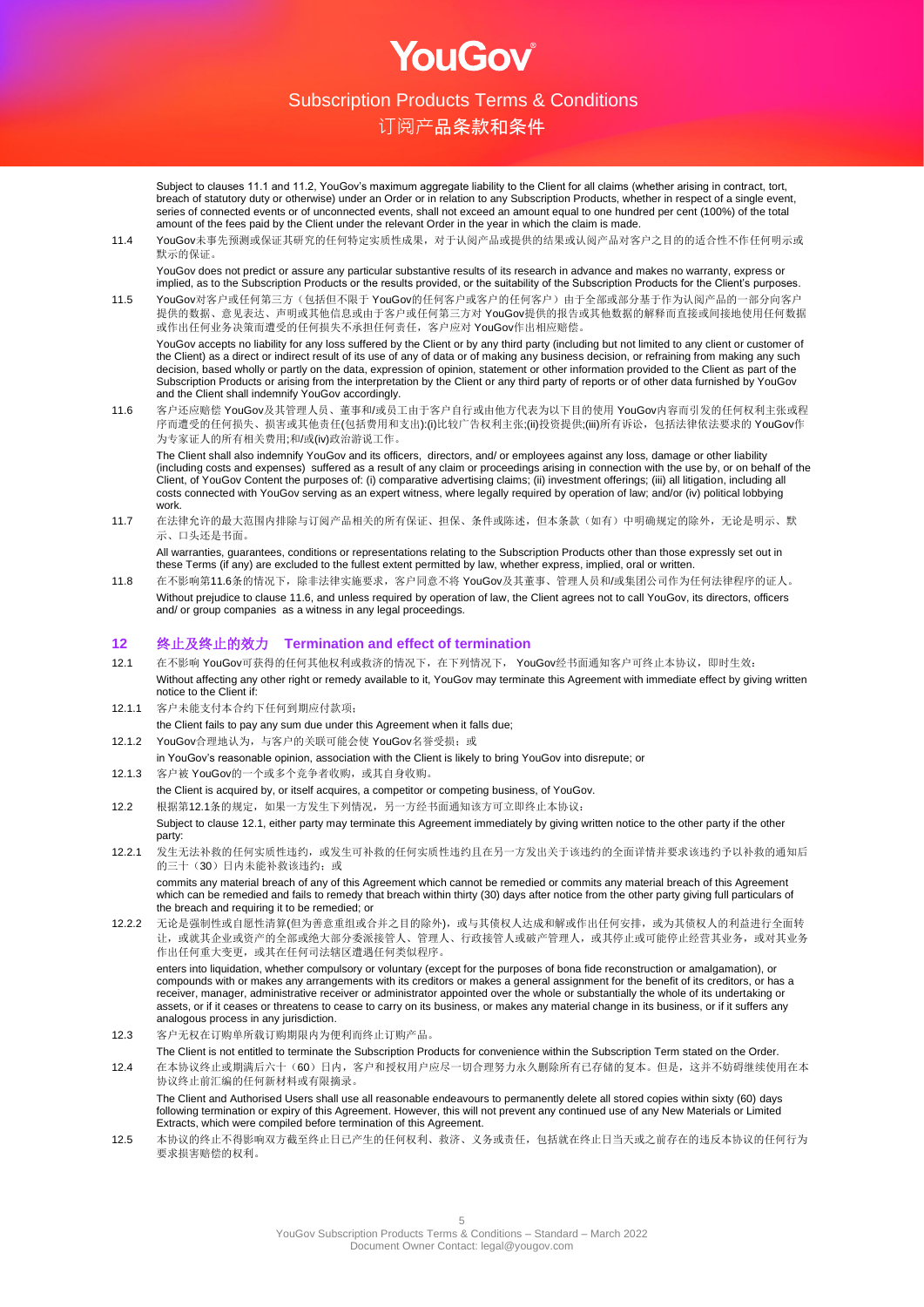Subject to clauses 11.1 and 11.2, YouGov's maximum aggregate liability to the Client for all claims (whether arising in contract, tort, breach of statutory duty or otherwise) under an Order or in relation to any Subscription Products, whether in respect of a single event, series of connected events or of unconnected events, shall not exceed an amount equal to one hundred per cent (100%) of the total amount of the fees paid by the Client under the relevant Order in the year in which the claim is made.

11.4 YouGov未事先预测或保证其研究的任何特定实质性成果，对于认阅产品或提供的结果或认阅产品对客户之目的的适合性不作任何明示或默示的保证。

YouGov does not predict or assure any particular substantive results of its research in advance and makes no warranty, express or implied, as to the Subscription Products or the results provided, or the suitability of the Subscription Products for the Client's purposes.

11.5 YouGov对客户或任何第三方（包括但不限于 YouGov的任何客户或客户的任何客户）由于全部或部分基于作为认阅产品的一部分向客户提供的数据、意见表达、声明或其他信息或由于客户或任何第三方对 YouGov提供的报告或其他数据的解释而直接或间接地使用任何数据或作出任何业务决策而遭受的任何损失不承担任何责任，客户应对 YouGov作出相应赔偿。

YouGov accepts no liability for any loss suffered by the Client or by any third party (including but not limited to any client or customer of the Client) as a direct or indirect result of its use of any of data or of making any business decision, or refraining from making any such decision, based wholly or partly on the data, expression of opinion, statement or other information provided to the Client as part of the Subscription Products or arising from the interpretation by the Client or any third party of reports or of other data furnished by YouGov and the Client shall indemnify YouGov accordingly.

11.6 客户还应赔偿 YouGov及其管理人员、董事和/或员工由于客户自行或由他方代表为以下目的使用 YouGov内容而引发的任何权利主张或程序而遭受的任何损失、损害或其他责任(包括费用和支出):(i)比较广告权利主张;(ii)投资提供;(iii)所有诉讼，包括法律依法要求的 YouGov作为专家证人的所有相关费用;和/或(iv)政治游说工作。

The Client shall also indemnify YouGov and its officers, directors, and/ or employees against any loss, damage or other liability (including costs and expenses) suffered as a result of any claim or proceedings arising in connection with the use by, or on behalf of the Client, of YouGov Content the purposes of: (i) comparative advertising claims; (ii) investment offerings; (iii) all litigation, including all costs connected with YouGov serving as an expert witness, where legally required by operation of law; and/or (iv) political lobbying work.

11.7 在法律允许的最大范围内排除与订阅产品相关的所有保证、担保、条件或陈述，但本条款（如有）中明确规定的除外，无论是明示、默示、口头还是书面。

All warranties, guarantees, conditions or representations relating to the Subscription Products other than those expressly set out in these Terms (if any) are excluded to the fullest extent permitted by law, whether express, implied, oral or written.

11.8 在不影响第11.6条的情况下，除非法律实施要求，客户同意不将 YouGov及其董事、管理人员和/或集团公司作为任何法律程序的证人。
Without prejudice to clause 11.6, and unless required by operation of law, the Client agrees not to call YouGov, its directors, officers and/ or group companies as a witness in any legal proceedings.

## 12 终止及终止的效力 Termination and effect of termination

12.1 在不影响 YouGov可获得的任何其他权利或救济的情况下，在下列情况下， YouGov经书面通知客户可终止本协议，即时生效：
Without affecting any other right or remedy available to it, YouGov may terminate this Agreement with immediate effect by giving written notice to the Client if:

12.1.1 客户未能支付本合约下任何到期应付款项；
the Client fails to pay any sum due under this Agreement when it falls due;

12.1.2 YouGov合理地认为，与客户的关联可能会使 YouGov名誉受损；或
in YouGov's reasonable opinion, association with the Client is likely to bring YouGov into disrepute; or

12.1.3 客户被 YouGov的一个或多个竞争者收购，或其自身收购。
the Client is acquired by, or itself acquires, a competitor or competing business, of YouGov.

12.2 根据第12.1条的规定，如果一方发生下列情况，另一方经书面通知该方可立即终止本协议：
Subject to clause 12.1, either party may terminate this Agreement immediately by giving written notice to the other party if the other party:

12.2.1 发生无法补救的任何实质性违约，或发生可补救的任何实质性违约且在另一方发出关于该违约的全面详情并要求该违约予以补救的通知后的三十（30）日内未能补救该违约；或

commits any material breach of any of this Agreement which cannot be remedied or commits any material breach of this Agreement which can be remedied and fails to remedy that breach within thirty (30) days after notice from the other party giving full particulars of the breach and requiring it to be remedied; or

12.2.2 无论是强制性或自愿性清算(但为善意重组或合并之目的除外)，或与其债权人达成和解或作出任何安排，或为其债权人的利益进行全面转让，或就其企业或资产的全部或绝大部分委派接管人、管理人、行政接管人或破产管理人，或其停止或可能停止经营其业务，或对其业务作出任何重大变更，或其在任何司法辖区遭遇任何类似程序。

enters into liquidation, whether compulsory or voluntary (except for the purposes of bona fide reconstruction or amalgamation), or compounds with or makes any arrangements with its creditors or makes a general assignment for the benefit of its creditors, or has a receiver, manager, administrative receiver or administrator appointed over the whole or substantially the whole of its undertaking or assets, or if it ceases or threatens to cease to carry on its business, or makes any material change in its business, or if it suffers any analogous process in any jurisdiction.

12.3 客户无权在订购单所载订购期限内为便利而终止订购产品。
The Client is not entitled to terminate the Subscription Products for convenience within the Subscription Term stated on the Order.

12.4 在本协议终止或期满后六十（60）日内，客户和授权用户应尽一切合理努力永久删除所有已存储的复本。但是，这并不妨碍继续使用在本协议终止前汇编的任何新材料或有限摘录。

The Client and Authorised Users shall use all reasonable endeavours to permanently delete all stored copies within sixty (60) days following termination or expiry of this Agreement. However, this will not prevent any continued use of any New Materials or Limited Extracts, which were compiled before termination of this Agreement.

12.5 本协议的终止不得影响双方截至终止日已产生的任何权利、救济、义务或责任，包括就在终止日当天或之前存在的违反本协议的任何行为要求损害赔偿的权利。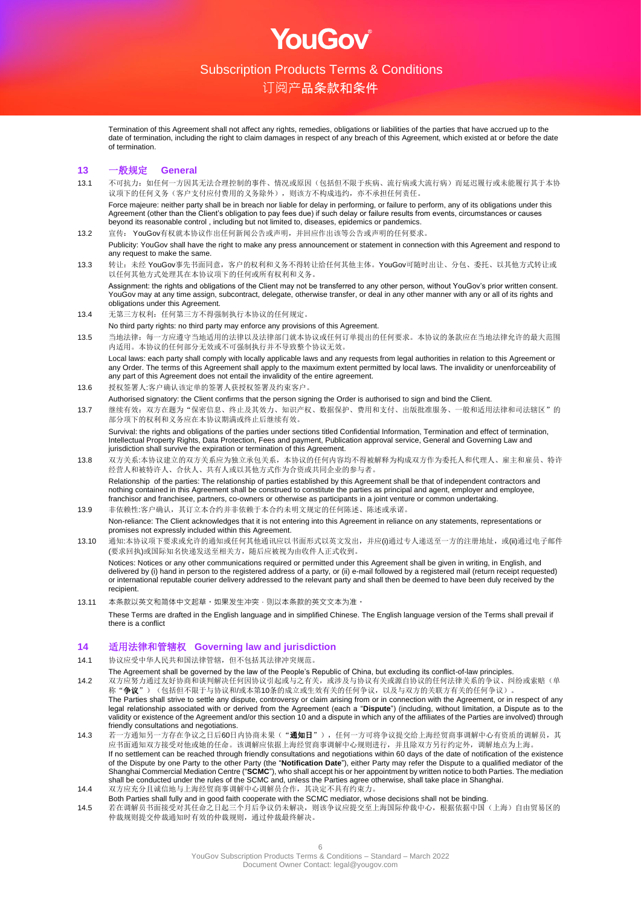Termination of this Agreement shall not affect any rights, remedies, obligations or liabilities of the parties that have accrued up to the date of termination, including the right to claim damages in respect of any breach of this Agreement, which existed at or before the date of termination.

## 13 一般规定 General

13.1 不可抗力：如任何一方因其无法合理控制的事件、情况或原因（包括但不限于疾病、流行病或大流行病）而延迟履行或未能履行其于本协议项下的任何义务（客户支付应付费用的义务除外），则该方不构成违约，亦不承担任何责任。

Force majeure: neither party shall be in breach nor liable for delay in performing, or failure to perform, any of its obligations under this Agreement (other than the Client's obligation to pay fees due) if such delay or failure results from events, circumstances or causes beyond its reasonable control , including but not limited to, diseases, epidemics or pandemics.

13.2 宣传：YouGov有权就本协议作出任何新闻公告或声明，并回应作出该等公告或声明的任何要求。

Publicity: YouGov shall have the right to make any press announcement or statement in connection with this Agreement and respond to any request to make the same.

13.3 转让：未经 YouGov事先书面同意，客户的权利和义务不得转让给任何其他主体。YouGov可随时出让、分包、委托、以其他方式转让或以任何其他方式处理其在本协议项下的任何或所有权利和义务。

Assignment: the rights and obligations of the Client may not be transferred to any other person, without YouGov's prior written consent. YouGov may at any time assign, subcontract, delegate, otherwise transfer, or deal in any other manner with any or all of its rights and obligations under this Agreement.

13.4 无第三方权利：任何第三方不得强制执行本协议的任何规定。

No third party rights: no third party may enforce any provisions of this Agreement.

13.5 当地法律：每一方应遵守当地适用的法律以及法律部门就本协议或任何订单提出的任何要求。本协议的条款应在当地法律允许的最大范围内适用。本协议的任何部分无效或不可强制执行并不导致整个协议无效。

Local laws: each party shall comply with locally applicable laws and any requests from legal authorities in relation to this Agreement or any Order. The terms of this Agreement shall apply to the maximum extent permitted by local laws. The invalidity or unenforceability of any part of this Agreement does not entail the invalidity of the entire agreement.

13.6 授权签署人:客户确认该定单的签署人获授权签署及约束客户。

Authorised signatory: the Client confirms that the person signing the Order is authorised to sign and bind the Client.

13.7 继续有效：双方在题为"保密信息、终止及其效力、知识产权、数据保护、费用和支付、出版批准服务、一般和适用法律和司法辖区"的部分项下的权利和义务应在本协议期满或终止后继续有效。

Survival: the rights and obligations of the parties under sections titled Confidential Information, Termination and effect of termination, Intellectual Property Rights, Data Protection, Fees and payment, Publication approval service, General and Governing Law and jurisdiction shall survive the expiration or termination of this Agreement.

13.8 双方关系:本协议建立的双方关系应为独立承包关系，本协议的任何内容均不得被解释为构成双方作为委托人和代理人、雇主和雇员、特许经营人和被特许人、合伙人、共有人或以其他方式作为合资或共同企业的参与者。

Relationship of the parties: The relationship of parties established by this Agreement shall be that of independent contractors and nothing contained in this Agreement shall be construed to constitute the parties as principal and agent, employer and employee, franchisor and franchisee, partners, co-owners or otherwise as participants in a joint venture or common undertaking.

13.9 非依赖性:客户确认，其订立本合约并非依赖于本合约未明文规定的任何陈述、陈述或承诺。

Non-reliance: The Client acknowledges that it is not entering into this Agreement in reliance on any statements, representations or promises not expressly included within this Agreement.

13.10 通知:本协议项下要求或允许的通知或任何其他通讯应以书面形式以英文发出，并应(i)通过专人递送至一方的注册地址，或(ii)通过电子邮件(要求回执)或国际知名快递发送至相关方，随后应被视为由收件人正式收到。

Notices: Notices or any other communications required or permitted under this Agreement shall be given in writing, in English, and delivered by (i) hand in person to the registered address of a party, or (ii) e-mail followed by a registered mail (return receipt requested) or international reputable courier delivery addressed to the relevant party and shall then be deemed to have been duly received by the recipient.

13.11 本条款以英文和简体中文起草。如果发生冲突，则以本条款的英文文本为准。

These Terms are drafted in the English language and in simplified Chinese. The English language version of the Terms shall prevail if there is a conflict

## 14 适用法律和管辖权 Governing law and jurisdiction

14.1 协议应受中华人民共和国法律管辖，但不包括其法律冲突规范。

The Agreement shall be governed by the law of the People's Republic of China, but excluding its conflict-of-law principles.

14.2 双方应努力通过友好协商和谈判解决任何因协议引起或与之有关，或涉及与协议有关或源自协议的任何法律关系的争议、纠纷或索赔（单称"**争议**"）（包括但不限于与协议和/或本第10条的成立或生效有关的任何争议，以及与双方的关联方有关的任何争议）。

The Parties shall strive to settle any dispute, controversy or claim arising from or in connection with the Agreement, or in respect of any legal relationship associated with or derived from the Agreement (each a "**Dispute**") (including, without limitation, a Dispute as to the validity or existence of the Agreement and/or this section 10 and a dispute in which any of the affiliates of the Parties are involved) through friendly consultations and negotiations.

14.3 若一方通知另一方存在争议之日后60日内协商未果（"**通知日**"），任何一方可将争议提交给上海经贸商事调解中心有资质的调解员，其应书面通知双方接受对他或她的任命。该调解应依据上海经贸商事调解中心规则进行，并且除双方另行约定外，调解地点为上海。

If no settlement can be reached through friendly consultations and negotiations within 60 days of the date of notification of the existence of the Dispute by one Party to the other Party (the "**Notification Date**"), either Party may refer the Dispute to a qualified mediator of the Shanghai Commercial Mediation Centre ("**SCMC**"), who shall accept his or her appointment by written notice to both Parties. The mediation shall be conducted under the rules of the SCMC and, unless the Parties agree otherwise, shall take place in Shanghai.

14.4 双方应充分且诚信地与上海经贸商事调解中心调解员合作，其决定不具有约束力。

Both Parties shall fully and in good faith cooperate with the SCMC mediator, whose decisions shall not be binding.

14.5 若在调解员书面接受对其任命之日起三个月后争议仍未解决，则该争议应提交至上海国际仲裁中心，根据依据中国（上海）自由贸易区的仲裁规则提交仲裁通知时有效的仲裁规则，通过仲裁最终解决。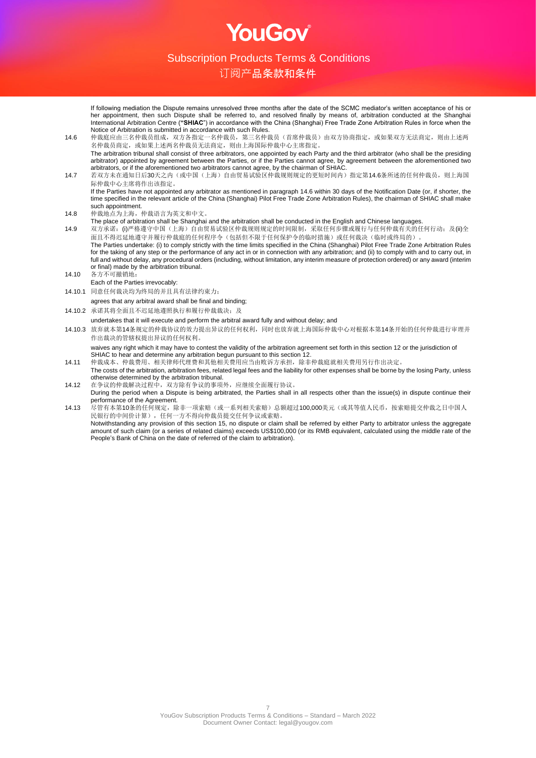If following mediation the Dispute remains unresolved three months after the date of the SCMC mediator's written acceptance of his or her appointment, then such Dispute shall be referred to, and resolved finally by means of, arbitration conducted at the Shanghai International Arbitration Centre ("**SHIAC**") in accordance with the China (Shanghai) Free Trade Zone Arbitration Rules in force when the Notice of Arbitration is submitted in accordance with such Rules.

14.6 仲裁庭应由三名仲裁员组成，双方各指定一名仲裁员，第三名仲裁员（首席仲裁员）由双方协商指定，或如果双方无法商定，则由上述两名仲裁员商定，或如果上述两名仲裁员无法商定，则由上海国际仲裁中心主席指定。

The arbitration tribunal shall consist of three arbitrators, one appointed by each Party and the third arbitrator (who shall be the presiding arbitrator) appointed by agreement between the Parties, or if the Parties cannot agree, by agreement between the aforementioned two arbitrators, or if the aforementioned two arbitrators cannot agree, by the chairman of SHIAC.

14.7 若双方未在通知日后30天之内（或中国（上海）自由贸易试验区仲裁规则规定的更短时间内）指定第14.6条所述的任何仲裁员，则上海国际仲裁中心主席将作出该指定。

If the Parties have not appointed any arbitrator as mentioned in paragraph 14.6 within 30 days of the Notification Date (or, if shorter, the time specified in the relevant article of the China (Shanghai) Pilot Free Trade Zone Arbitration Rules), the chairman of SHIAC shall make such appointment.

14.8 仲裁地点为上海，仲裁语言为英文和中文。

The place of arbitration shall be Shanghai and the arbitration shall be conducted in the English and Chinese languages.

14.9 双方承诺：(i)严格遵守中国（上海）自由贸易试验区仲裁规则规定的时间限制，采取任何步骤或履行与任何仲裁有关的任何行动；及(ii)全面且不得迟延地遵守并履行仲裁庭的任何程序令（包括但不限于任何保护令的临时措施）或任何裁决（临时或终局的）。

The Parties undertake: (i) to comply strictly with the time limits specified in the China (Shanghai) Pilot Free Trade Zone Arbitration Rules for the taking of any step or the performance of any act in or in connection with any arbitration; and (ii) to comply with and to carry out, in full and without delay, any procedural orders (including, without limitation, any interim measure of protection ordered) or any award (interim or final) made by the arbitration tribunal.

14.10 各方不可撤销地：

Each of the Parties irrevocably:

14.10.1 同意任何裁决均为终局的并且具有法律约束力；

agrees that any arbitral award shall be final and binding;

14.10.2 承诺其将全面且不迟延地遵照执行和履行仲裁裁决；及

undertakes that it will execute and perform the arbitral award fully and without delay; and

14.10.3 放弃就本第14条规定的仲裁协议的效力提出异议的任何权利，同时也放弃就上海国际仲裁中心对根据本第14条开始的任何仲裁进行审理并作出裁决的管辖权提出异议的任何权利。

waives any right which it may have to contest the validity of the arbitration agreement set forth in this section 12 or the jurisdiction of SHIAC to hear and determine any arbitration begun pursuant to this section 12.

14.11 仲裁成本、仲裁费用、相关律师代理费和其他相关费用应当由败诉方承担，除非仲裁庭就相关费用另行作出决定。

The costs of the arbitration, arbitration fees, related legal fees and the liability for other expenses shall be borne by the losing Party, unless otherwise determined by the arbitration tribunal.

14.12 在争议的仲裁解决过程中，双方除有争议的事项外，应继续全面履行协议。

During the period when a Dispute is being arbitrated, the Parties shall in all respects other than the issue(s) in dispute continue their performance of the Agreement.

14.13 尽管有本第10条的任何规定，除非一项索赔（或一系列相关索赔）总额超过100,000美元（或其等值人民币，按索赔提交仲裁之日中国人民银行的中间价计算），任何一方不得向仲裁员提交任何争议或索赔。

Notwithstanding any provision of this section 15, no dispute or claim shall be referred by either Party to arbitrator unless the aggregate amount of such claim (or a series of related claims) exceeds US$100,000 (or its RMB equivalent, calculated using the middle rate of the People's Bank of China on the date of referred of the claim to arbitration).